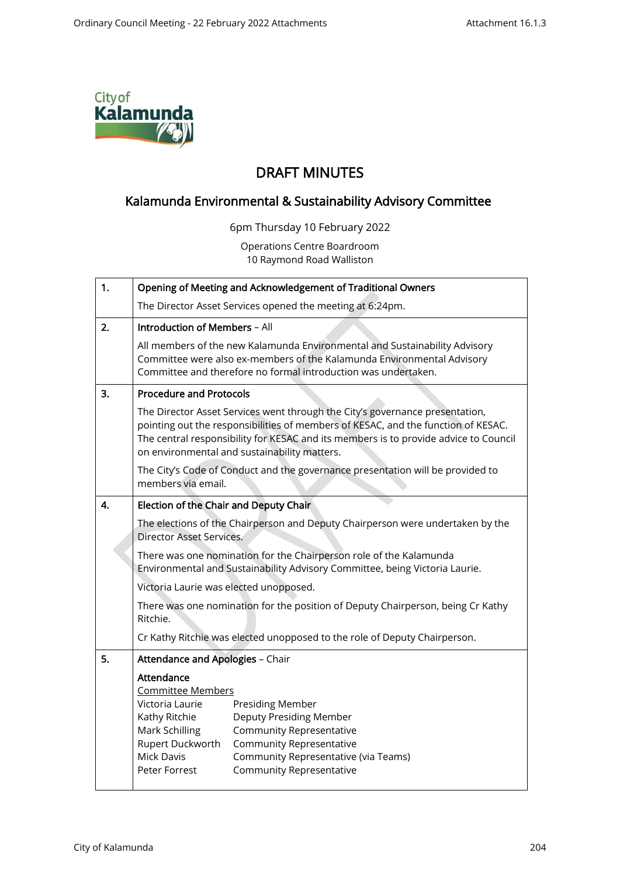# DRAFT MINUTES

## Kalamunda Environmental & Sustainability Advisory Committee

6pm Thursday 10 February 2022

Operations Centre Boardroom
10 Raymond Road Walliston

| | |
|---|---|
| **1.** | **Opening of Meeting and Acknowledgement of Traditional Owners**<br><br>The Director Asset Services opened the meeting at 6:24pm. |
| **2.** | **Introduction of Members** – All<br><br>All members of the new Kalamunda Environmental and Sustainability Advisory Committee were also ex-members of the Kalamunda Environmental Advisory Committee and therefore no formal introduction was undertaken. |
| **3.** | **Procedure and Protocols**<br><br>The Director Asset Services went through the City's governance presentation, pointing out the responsibilities of members of KESAC, and the function of KESAC. The central responsibility for KESAC and its members is to provide advice to Council on environmental and sustainability matters.<br><br>The City's Code of Conduct and the governance presentation will be provided to members via email. |
| **4.** | **Election of the Chair and Deputy Chair**<br><br>The elections of the Chairperson and Deputy Chairperson were undertaken by the Director Asset Services.<br><br>There was one nomination for the Chairperson role of the Kalamunda Environmental and Sustainability Advisory Committee, being Victoria Laurie.<br><br>Victoria Laurie was elected unopposed.<br><br>There was one nomination for the position of Deputy Chairperson, being Cr Kathy Ritchie.<br><br>Cr Kathy Ritchie was elected unopposed to the role of Deputy Chairperson. |
| **5.** | **Attendance and Apologies** – Chair<br><br>**Attendance**<br>Committee Members<br>Victoria Laurie – Presiding Member<br>Kathy Ritchie – Deputy Presiding Member<br>Mark Schilling – Community Representative<br>Rupert Duckworth – Community Representative<br>Mick Davis – Community Representative (via Teams)<br>Peter Forrest – Community Representative |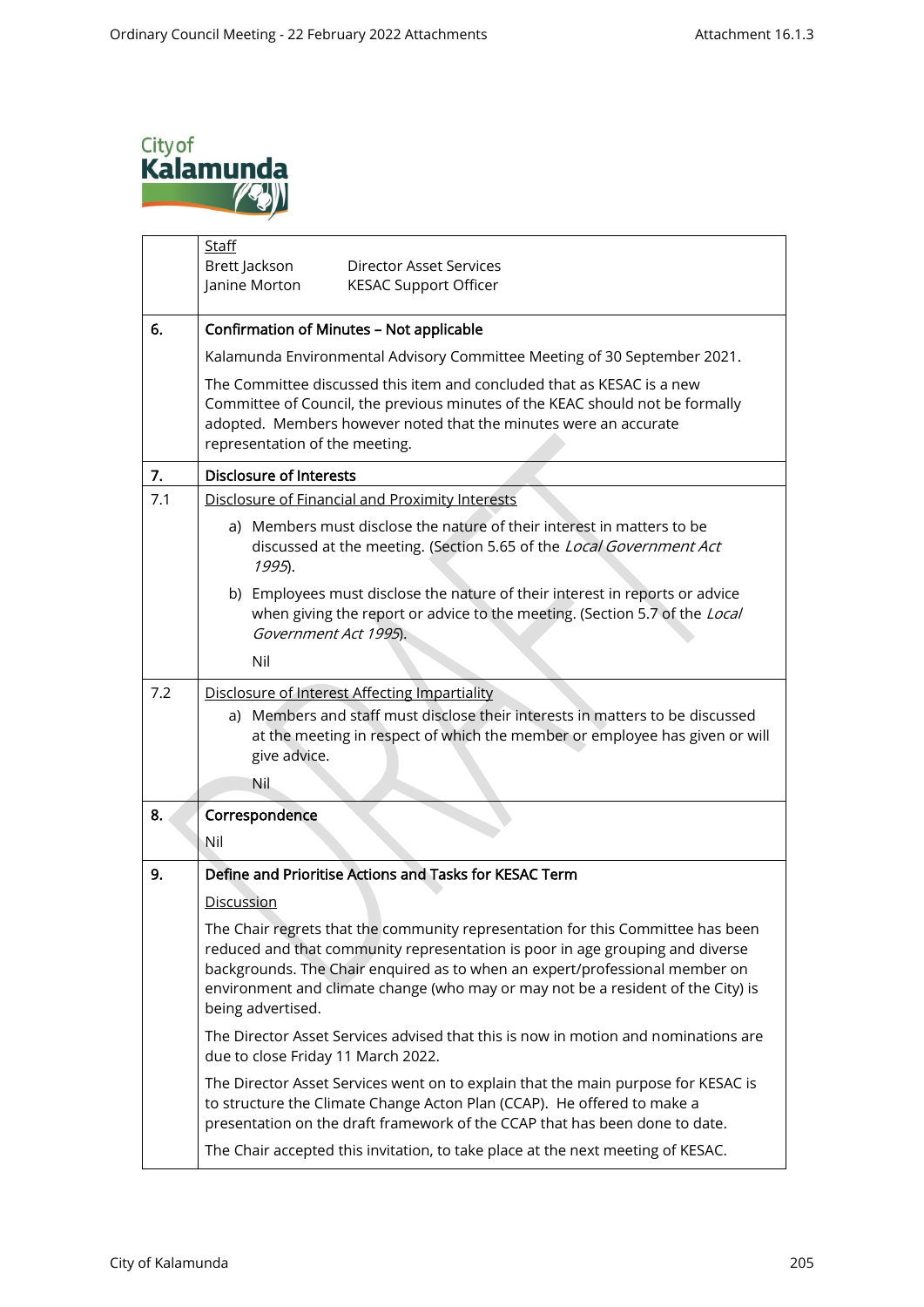| | |
|---|---|
| | <u>Staff</u><br>Brett Jackson Director Asset Services<br>Janine Morton KESAC Support Officer |
| **6.** | **Confirmation of Minutes – Not applicable**<br><br>Kalamunda Environmental Advisory Committee Meeting of 30 September 2021.<br><br>The Committee discussed this item and concluded that as KESAC is a new Committee of Council, the previous minutes of the KEAC should not be formally adopted. Members however noted that the minutes were an accurate representation of the meeting. |
| **7.** | **Disclosure of Interests** |
| 7.1 | <u>Disclosure of Financial and Proximity Interests</u><br><br>a) Members must disclose the nature of their interest in matters to be discussed at the meeting. (Section 5.65 of the *Local Government Act 1995*).<br><br>b) Employees must disclose the nature of their interest in reports or advice when giving the report or advice to the meeting. (Section 5.7 of the *Local Government Act 1995*).<br><br>Nil |
| 7.2 | <u>Disclosure of Interest Affecting Impartiality</u><br><br>a) Members and staff must disclose their interests in matters to be discussed at the meeting in respect of which the member or employee has given or will give advice.<br><br>Nil |
| **8.** | **Correspondence**<br><br>Nil |
| **9.** | **Define and Prioritise Actions and Tasks for KESAC Term**<br><br><u>Discussion</u><br><br>The Chair regrets that the community representation for this Committee has been reduced and that community representation is poor in age grouping and diverse backgrounds. The Chair enquired as to when an expert/professional member on environment and climate change (who may or may not be a resident of the City) is being advertised.<br><br>The Director Asset Services advised that this is now in motion and nominations are due to close Friday 11 March 2022.<br><br>The Director Asset Services went on to explain that the main purpose for KESAC is to structure the Climate Change Acton Plan (CCAP). He offered to make a presentation on the draft framework of the CCAP that has been done to date.<br><br>The Chair accepted this invitation, to take place at the next meeting of KESAC. |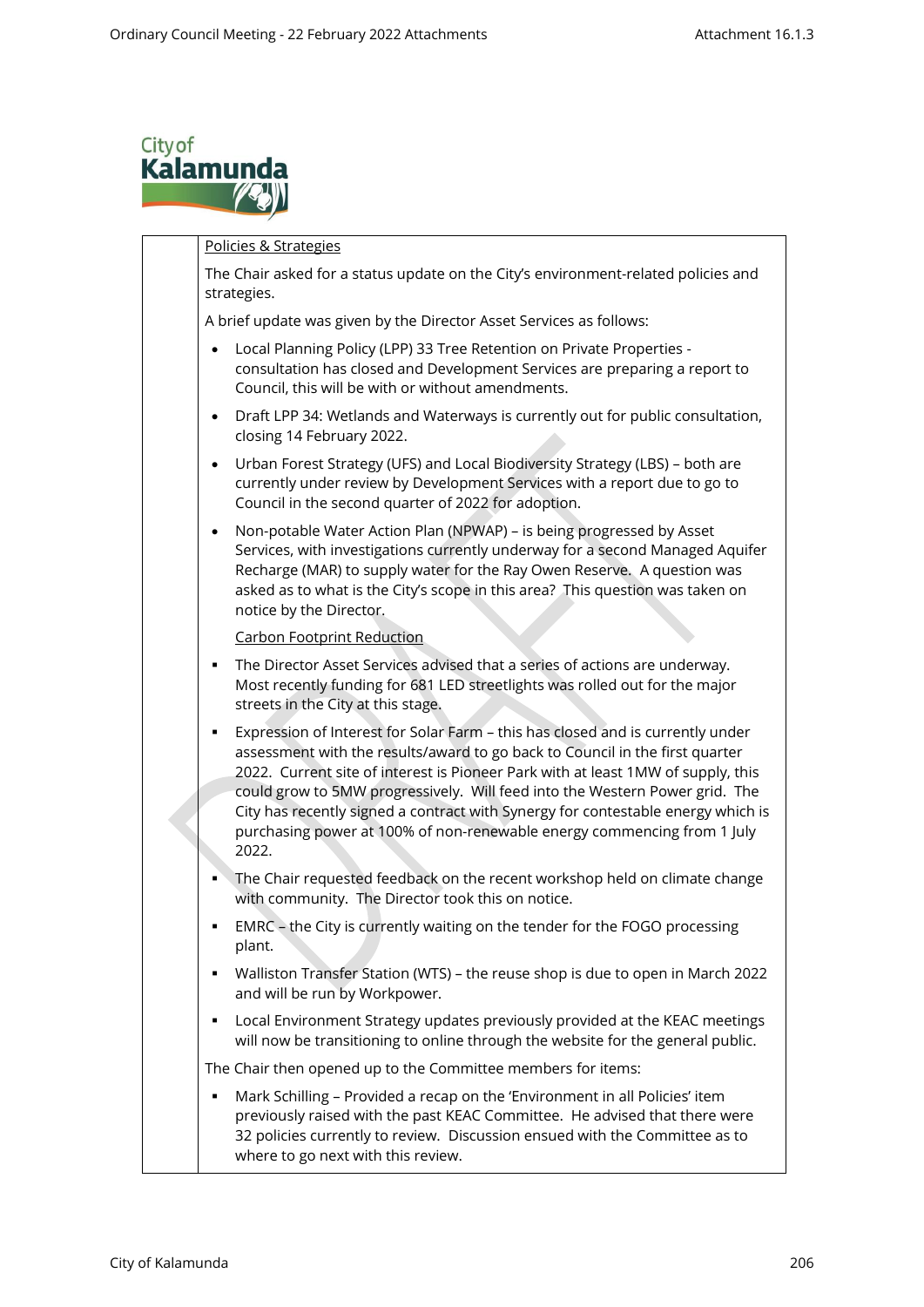Policies & Strategies

The Chair asked for a status update on the City's environment-related policies and strategies.

A brief update was given by the Director Asset Services as follows:

- Local Planning Policy (LPP) 33 Tree Retention on Private Properties - consultation has closed and Development Services are preparing a report to Council, this will be with or without amendments.
- Draft LPP 34: Wetlands and Waterways is currently out for public consultation, closing 14 February 2022.
- Urban Forest Strategy (UFS) and Local Biodiversity Strategy (LBS) – both are currently under review by Development Services with a report due to go to Council in the second quarter of 2022 for adoption.
- Non-potable Water Action Plan (NPWAP) – is being progressed by Asset Services, with investigations currently underway for a second Managed Aquifer Recharge (MAR) to supply water for the Ray Owen Reserve. A question was asked as to what is the City's scope in this area? This question was taken on notice by the Director.

Carbon Footprint Reduction

- The Director Asset Services advised that a series of actions are underway. Most recently funding for 681 LED streetlights was rolled out for the major streets in the City at this stage.
- Expression of Interest for Solar Farm – this has closed and is currently under assessment with the results/award to go back to Council in the first quarter 2022. Current site of interest is Pioneer Park with at least 1MW of supply, this could grow to 5MW progressively. Will feed into the Western Power grid. The City has recently signed a contract with Synergy for contestable energy which is purchasing power at 100% of non-renewable energy commencing from 1 July 2022.
- The Chair requested feedback on the recent workshop held on climate change with community. The Director took this on notice.
- EMRC – the City is currently waiting on the tender for the FOGO processing plant.
- Walliston Transfer Station (WTS) – the reuse shop is due to open in March 2022 and will be run by Workpower.
- Local Environment Strategy updates previously provided at the KEAC meetings will now be transitioning to online through the website for the general public.

The Chair then opened up to the Committee members for items:

- Mark Schilling – Provided a recap on the 'Environment in all Policies' item previously raised with the past KEAC Committee. He advised that there were 32 policies currently to review. Discussion ensued with the Committee as to where to go next with this review.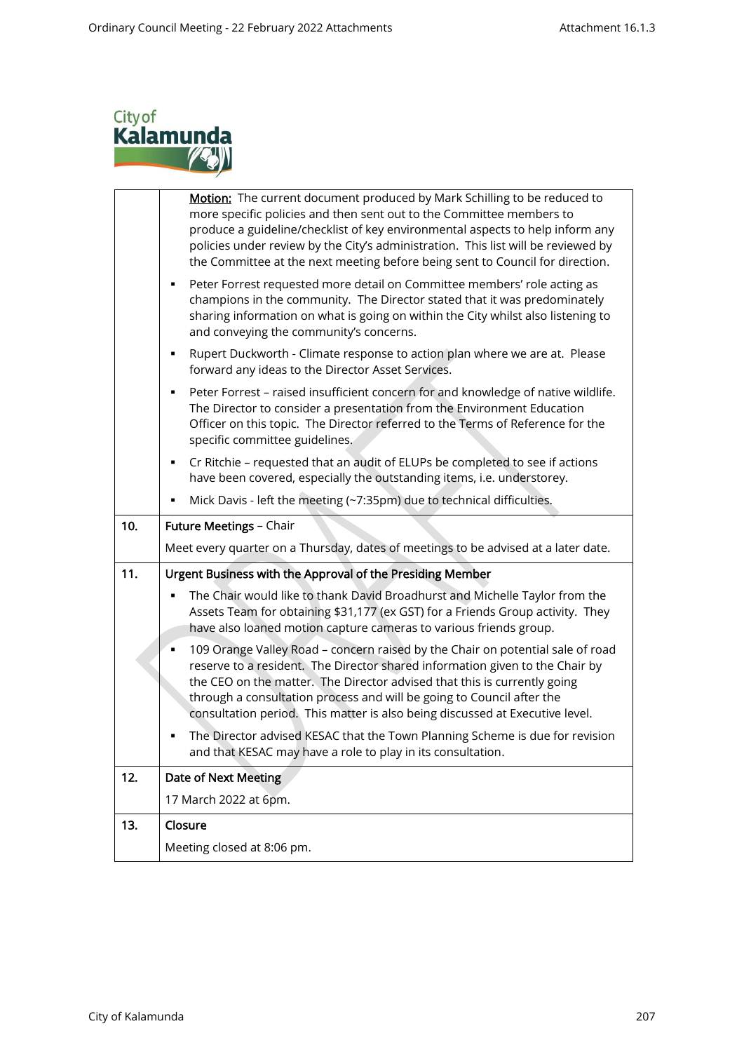| | |
|---|---|
| | **Motion:** The current document produced by Mark Schilling to be reduced to more specific policies and then sent out to the Committee members to produce a guideline/checklist of key environmental aspects to help inform any policies under review by the City's administration. This list will be reviewed by the Committee at the next meeting before being sent to Council for direction.<br>▪ Peter Forrest requested more detail on Committee members' role acting as champions in the community. The Director stated that it was predominately sharing information on what is going on within the City whilst also listening to and conveying the community's concerns.<br>▪ Rupert Duckworth - Climate response to action plan where we are at. Please forward any ideas to the Director Asset Services.<br>▪ Peter Forrest – raised insufficient concern for and knowledge of native wildlife. The Director to consider a presentation from the Environment Education Officer on this topic. The Director referred to the Terms of Reference for the specific committee guidelines.<br>▪ Cr Ritchie – requested that an audit of ELUPs be completed to see if actions have been covered, especially the outstanding items, i.e. understorey.<br>▪ Mick Davis - left the meeting (~7:35pm) due to technical difficulties. |
| 10. | **Future Meetings** – Chair<br>Meet every quarter on a Thursday, dates of meetings to be advised at a later date. |
| 11. | **Urgent Business with the Approval of the Presiding Member**<br>▪ The Chair would like to thank David Broadhurst and Michelle Taylor from the Assets Team for obtaining $31,177 (ex GST) for a Friends Group activity. They have also loaned motion capture cameras to various friends group.<br>▪ 109 Orange Valley Road – concern raised by the Chair on potential sale of road reserve to a resident. The Director shared information given to the Chair by the CEO on the matter. The Director advised that this is currently going through a consultation process and will be going to Council after the consultation period. This matter is also being discussed at Executive level.<br>▪ The Director advised KESAC that the Town Planning Scheme is due for revision and that KESAC may have a role to play in its consultation. |
| 12. | **Date of Next Meeting**<br>17 March 2022 at 6pm. |
| 13. | **Closure**<br>Meeting closed at 8:06 pm. |